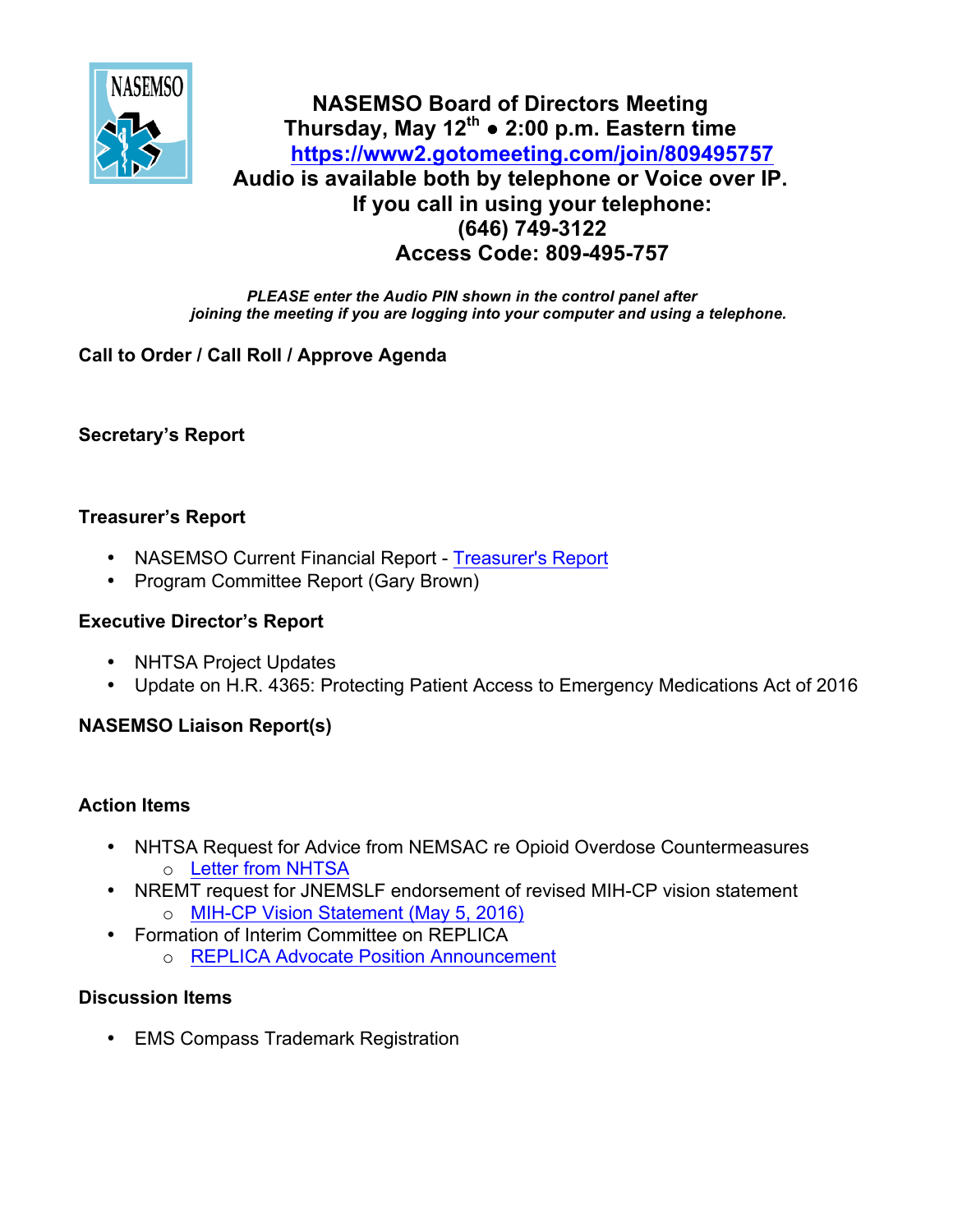# NASEMSO Board of Directors Meeting

**Thursday, May 12th • 2:00 p.m. Eastern time**

**https://www2.gotomeeting.com/join/809495757**

**Audio is available both by telephone or Voice over IP.**

**If you call in using your telephone:**

**(646) 749-3122**

**Access Code: 809-495-757**

***PLEASE enter the Audio PIN shown in the control panel after joining the meeting if you are logging into your computer and using a telephone.***

**Call to Order / Call Roll / Approve Agenda**

**Secretary's Report**

**Treasurer's Report**

- NASEMSO Current Financial Report - Treasurer's Report
- Program Committee Report (Gary Brown)

**Executive Director's Report**

- NHTSA Project Updates
- Update on H.R. 4365: Protecting Patient Access to Emergency Medications Act of 2016

**NASEMSO Liaison Report(s)**

**Action Items**

- NHTSA Request for Advice from NEMSAC re Opioid Overdose Countermeasures
  - Letter from NHTSA
- NREMT request for JNEMSLF endorsement of revised MIH-CP vision statement
  - MIH-CP Vision Statement (May 5, 2016)
- Formation of Interim Committee on REPLICA
  - REPLICA Advocate Position Announcement

**Discussion Items**

- EMS Compass Trademark Registration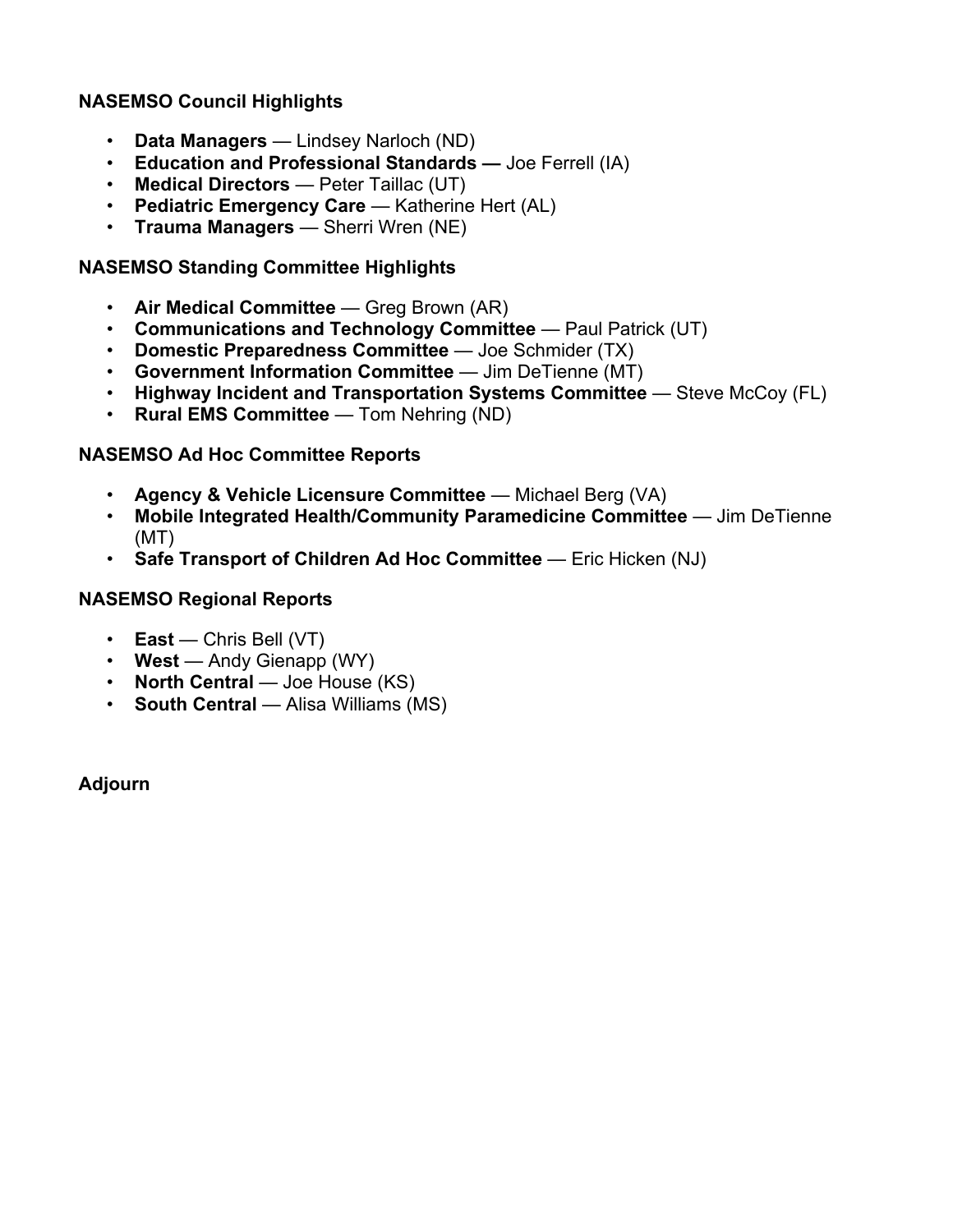**NASEMSO Council Highlights**

- **Data Managers** — Lindsey Narloch (ND)
- **Education and Professional Standards —** Joe Ferrell (IA)
- **Medical Directors** — Peter Taillac (UT)
- **Pediatric Emergency Care** — Katherine Hert (AL)
- **Trauma Managers** — Sherri Wren (NE)

**NASEMSO Standing Committee Highlights**

- **Air Medical Committee** — Greg Brown (AR)
- **Communications and Technology Committee** — Paul Patrick (UT)
- **Domestic Preparedness Committee** — Joe Schmider (TX)
- **Government Information Committee** — Jim DeTienne (MT)
- **Highway Incident and Transportation Systems Committee** — Steve McCoy (FL)
- **Rural EMS Committee** — Tom Nehring (ND)

**NASEMSO Ad Hoc Committee Reports**

- **Agency & Vehicle Licensure Committee** — Michael Berg (VA)
- **Mobile Integrated Health/Community Paramedicine Committee** — Jim DeTienne (MT)
- **Safe Transport of Children Ad Hoc Committee** — Eric Hicken (NJ)

**NASEMSO Regional Reports**

- **East** — Chris Bell (VT)
- **West** — Andy Gienapp (WY)
- **North Central** — Joe House (KS)
- **South Central** — Alisa Williams (MS)

**Adjourn**